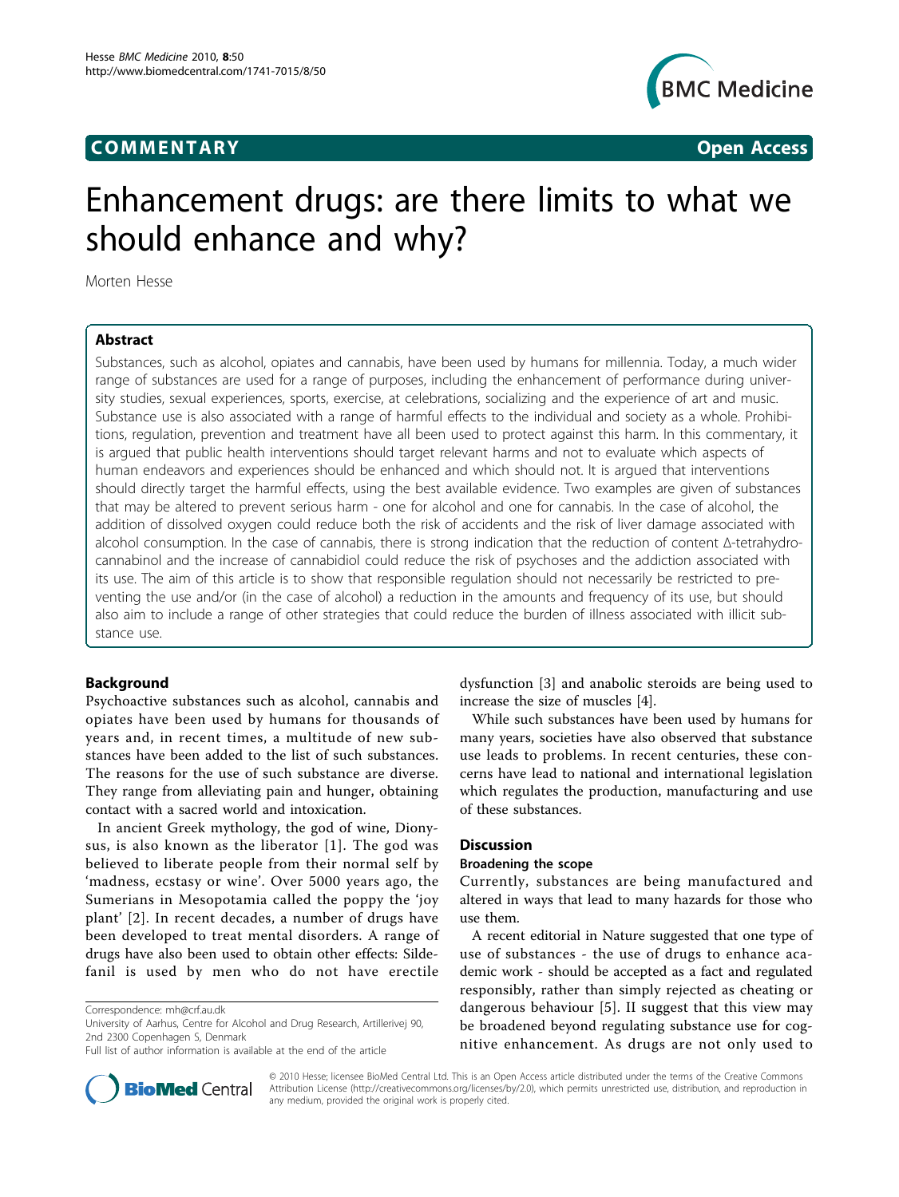COMMENTARY Open Access

# Enhancement drugs: are there limits to what we should enhance and why?

Morten Hesse

## Abstract

Substances, such as alcohol, opiates and cannabis, have been used by humans for millennia. Today, a much wider range of substances are used for a range of purposes, including the enhancement of performance during university studies, sexual experiences, sports, exercise, at celebrations, socializing and the experience of art and music. Substance use is also associated with a range of harmful effects to the individual and society as a whole. Prohibitions, regulation, prevention and treatment have all been used to protect against this harm. In this commentary, it is argued that public health interventions should target relevant harms and not to evaluate which aspects of human endeavors and experiences should be enhanced and which should not. It is argued that interventions should directly target the harmful effects, using the best available evidence. Two examples are given of substances that may be altered to prevent serious harm - one for alcohol and one for cannabis. In the case of alcohol, the addition of dissolved oxygen could reduce both the risk of accidents and the risk of liver damage associated with alcohol consumption. In the case of cannabis, there is strong indication that the reduction of content Δ-tetrahydrocannabinol and the increase of cannabidiol could reduce the risk of psychoses and the addiction associated with its use. The aim of this article is to show that responsible regulation should not necessarily be restricted to preventing the use and/or (in the case of alcohol) a reduction in the amounts and frequency of its use, but should also aim to include a range of other strategies that could reduce the burden of illness associated with illicit substance use.

## Background

Psychoactive substances such as alcohol, cannabis and opiates have been used by humans for thousands of years and, in recent times, a multitude of new substances have been added to the list of such substances. The reasons for the use of such substance are diverse. They range from alleviating pain and hunger, obtaining contact with a sacred world and intoxication.

In ancient Greek mythology, the god of wine, Dionysus, is also known as the liberator [1]. The god was believed to liberate people from their normal self by 'madness, ecstasy or wine'. Over 5000 years ago, the Sumerians in Mesopotamia called the poppy the 'joy plant' [2]. In recent decades, a number of drugs have been developed to treat mental disorders. A range of drugs have also been used to obtain other effects: Sildefanil is used by men who do not have erectile dysfunction [3] and anabolic steroids are being used to increase the size of muscles [4].

While such substances have been used by humans for many years, societies have also observed that substance use leads to problems. In recent centuries, these concerns have lead to national and international legislation which regulates the production, manufacturing and use of these substances.

## Discussion

### Broadening the scope

Currently, substances are being manufactured and altered in ways that lead to many hazards for those who use them.

A recent editorial in Nature suggested that one type of use of substances - the use of drugs to enhance academic work - should be accepted as a fact and regulated responsibly, rather than simply rejected as cheating or dangerous behaviour [5]. II suggest that this view may be broadened beyond regulating substance use for cognitive enhancement. As drugs are not only used to

Correspondence: mh@crf.au.dk

University of Aarhus, Centre for Alcohol and Drug Research, Artillerivej 90, 2nd 2300 Copenhagen S, Denmark

Full list of author information is available at the end of the article

© 2010 Hesse; licensee BioMed Central Ltd. This is an Open Access article distributed under the terms of the Creative Commons Attribution License (http://creativecommons.org/licenses/by/2.0), which permits unrestricted use, distribution, and reproduction in any medium, provided the original work is properly cited.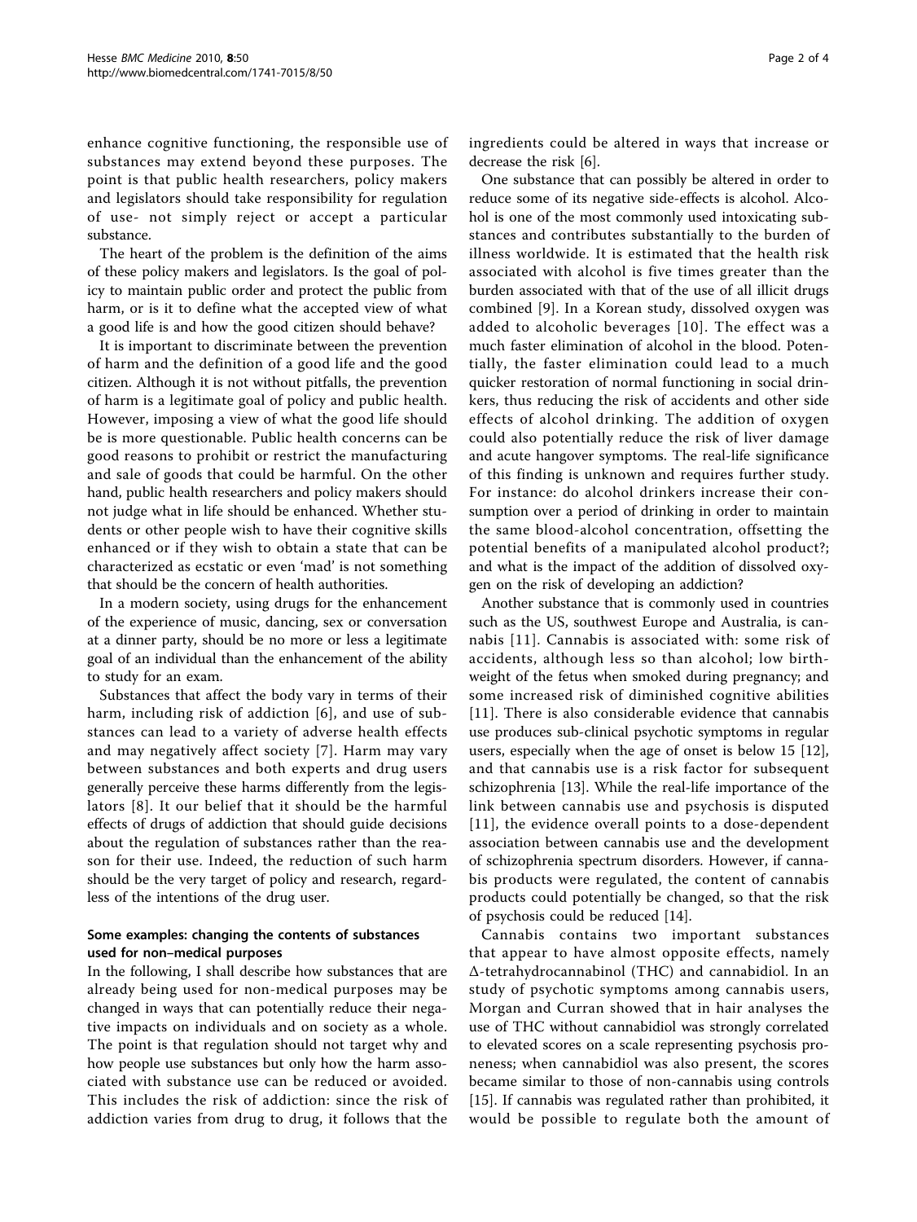enhance cognitive functioning, the responsible use of substances may extend beyond these purposes. The point is that public health researchers, policy makers and legislators should take responsibility for regulation of use- not simply reject or accept a particular substance.

The heart of the problem is the definition of the aims of these policy makers and legislators. Is the goal of policy to maintain public order and protect the public from harm, or is it to define what the accepted view of what a good life is and how the good citizen should behave?

It is important to discriminate between the prevention of harm and the definition of a good life and the good citizen. Although it is not without pitfalls, the prevention of harm is a legitimate goal of policy and public health. However, imposing a view of what the good life should be is more questionable. Public health concerns can be good reasons to prohibit or restrict the manufacturing and sale of goods that could be harmful. On the other hand, public health researchers and policy makers should not judge what in life should be enhanced. Whether students or other people wish to have their cognitive skills enhanced or if they wish to obtain a state that can be characterized as ecstatic or even 'mad' is not something that should be the concern of health authorities.

In a modern society, using drugs for the enhancement of the experience of music, dancing, sex or conversation at a dinner party, should be no more or less a legitimate goal of an individual than the enhancement of the ability to study for an exam.

Substances that affect the body vary in terms of their harm, including risk of addiction [6], and use of substances can lead to a variety of adverse health effects and may negatively affect society [7]. Harm may vary between substances and both experts and drug users generally perceive these harms differently from the legislators [8]. It our belief that it should be the harmful effects of drugs of addiction that should guide decisions about the regulation of substances rather than the reason for their use. Indeed, the reduction of such harm should be the very target of policy and research, regardless of the intentions of the drug user.

### Some examples: changing the contents of substances used for non–medical purposes

In the following, I shall describe how substances that are already being used for non-medical purposes may be changed in ways that can potentially reduce their negative impacts on individuals and on society as a whole. The point is that regulation should not target why and how people use substances but only how the harm associated with substance use can be reduced or avoided. This includes the risk of addiction: since the risk of addiction varies from drug to drug, it follows that the ingredients could be altered in ways that increase or decrease the risk [6].

One substance that can possibly be altered in order to reduce some of its negative side-effects is alcohol. Alcohol is one of the most commonly used intoxicating substances and contributes substantially to the burden of illness worldwide. It is estimated that the health risk associated with alcohol is five times greater than the burden associated with that of the use of all illicit drugs combined [9]. In a Korean study, dissolved oxygen was added to alcoholic beverages [10]. The effect was a much faster elimination of alcohol in the blood. Potentially, the faster elimination could lead to a much quicker restoration of normal functioning in social drinkers, thus reducing the risk of accidents and other side effects of alcohol drinking. The addition of oxygen could also potentially reduce the risk of liver damage and acute hangover symptoms. The real-life significance of this finding is unknown and requires further study. For instance: do alcohol drinkers increase their consumption over a period of drinking in order to maintain the same blood-alcohol concentration, offsetting the potential benefits of a manipulated alcohol product?; and what is the impact of the addition of dissolved oxygen on the risk of developing an addiction?

Another substance that is commonly used in countries such as the US, southwest Europe and Australia, is cannabis [11]. Cannabis is associated with: some risk of accidents, although less so than alcohol; low birthweight of the fetus when smoked during pregnancy; and some increased risk of diminished cognitive abilities [11]. There is also considerable evidence that cannabis use produces sub-clinical psychotic symptoms in regular users, especially when the age of onset is below 15 [12], and that cannabis use is a risk factor for subsequent schizophrenia [13]. While the real-life importance of the link between cannabis use and psychosis is disputed [11], the evidence overall points to a dose-dependent association between cannabis use and the development of schizophrenia spectrum disorders. However, if cannabis products were regulated, the content of cannabis products could potentially be changed, so that the risk of psychosis could be reduced [14].

Cannabis contains two important substances that appear to have almost opposite effects, namely Δ-tetrahydrocannabinol (THC) and cannabidiol. In an study of psychotic symptoms among cannabis users, Morgan and Curran showed that in hair analyses the use of THC without cannabidiol was strongly correlated to elevated scores on a scale representing psychosis proneness; when cannabidiol was also present, the scores became similar to those of non-cannabis using controls [15]. If cannabis was regulated rather than prohibited, it would be possible to regulate both the amount of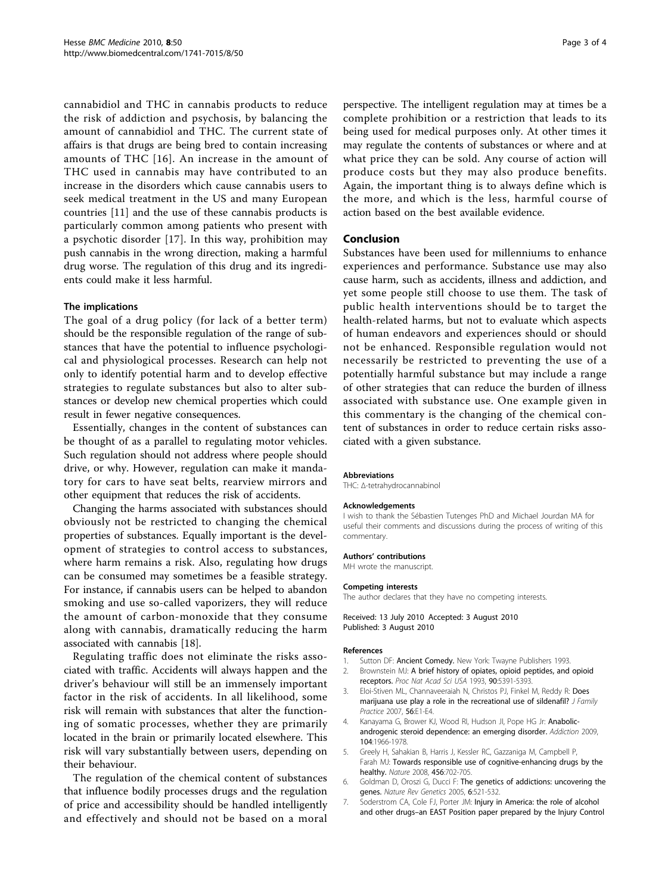cannabidiol and THC in cannabis products to reduce the risk of addiction and psychosis, by balancing the amount of cannabidiol and THC. The current state of affairs is that drugs are being bred to contain increasing amounts of THC [16]. An increase in the amount of THC used in cannabis may have contributed to an increase in the disorders which cause cannabis users to seek medical treatment in the US and many European countries [11] and the use of these cannabis products is particularly common among patients who present with a psychotic disorder [17]. In this way, prohibition may push cannabis in the wrong direction, making a harmful drug worse. The regulation of this drug and its ingredients could make it less harmful.

### The implications

The goal of a drug policy (for lack of a better term) should be the responsible regulation of the range of substances that have the potential to influence psychological and physiological processes. Research can help not only to identify potential harm and to develop effective strategies to regulate substances but also to alter substances or develop new chemical properties which could result in fewer negative consequences.

Essentially, changes in the content of substances can be thought of as a parallel to regulating motor vehicles. Such regulation should not address where people should drive, or why. However, regulation can make it mandatory for cars to have seat belts, rearview mirrors and other equipment that reduces the risk of accidents.

Changing the harms associated with substances should obviously not be restricted to changing the chemical properties of substances. Equally important is the development of strategies to control access to substances, where harm remains a risk. Also, regulating how drugs can be consumed may sometimes be a feasible strategy. For instance, if cannabis users can be helped to abandon smoking and use so-called vaporizers, they will reduce the amount of carbon-monoxide that they consume along with cannabis, dramatically reducing the harm associated with cannabis [18].

Regulating traffic does not eliminate the risks associated with traffic. Accidents will always happen and the driver's behaviour will still be an immensely important factor in the risk of accidents. In all likelihood, some risk will remain with substances that alter the functioning of somatic processes, whether they are primarily located in the brain or primarily located elsewhere. This risk will vary substantially between users, depending on their behaviour.

The regulation of the chemical content of substances that influence bodily processes drugs and the regulation of price and accessibility should be handled intelligently and effectively and should not be based on a moral perspective. The intelligent regulation may at times be a complete prohibition or a restriction that leads to its being used for medical purposes only. At other times it may regulate the contents of substances or where and at what price they can be sold. Any course of action will produce costs but they may also produce benefits. Again, the important thing is to always define which is the more, and which is the less, harmful course of action based on the best available evidence.

## Conclusion

Substances have been used for millenniums to enhance experiences and performance. Substance use may also cause harm, such as accidents, illness and addiction, and yet some people still choose to use them. The task of public health interventions should be to target the health-related harms, but not to evaluate which aspects of human endeavors and experiences should or should not be enhanced. Responsible regulation would not necessarily be restricted to preventing the use of a potentially harmful substance but may include a range of other strategies that can reduce the burden of illness associated with substance use. One example given in this commentary is the changing of the chemical content of substances in order to reduce certain risks associated with a given substance.

#### Abbreviations

THC: Δ-tetrahydrocannabinol

#### Acknowledgements

I wish to thank the Sébastien Tutenges PhD and Michael Jourdan MA for useful their comments and discussions during the process of writing of this commentary.

#### Authors' contributions

MH wrote the manuscript.

#### Competing interests

The author declares that they have no competing interests.

Received: 13 July 2010 Accepted: 3 August 2010
Published: 3 August 2010

#### References

1. Sutton DF: **Ancient Comedy.** New York: Twayne Publishers 1993.
2. Brownstein MJ: **A brief history of opiates, opioid peptides, and opioid receptors.** *Proc Nat Acad Sci USA* 1993, **90**:5391-5393.
3. Eloi-Stiven ML, Channaveeraiah N, Christos PJ, Finkel M, Reddy R: **Does marijuana use play a role in the recreational use of sildenafil?** *J Family Practice* 2007, **56**:E1-E4.
4. Kanayama G, Brower KJ, Wood RI, Hudson JI, Pope HG Jr: **Anabolic-androgenic steroid dependence: an emerging disorder.** *Addiction* 2009, **104**:1966-1978.
5. Greely H, Sahakian B, Harris J, Kessler RC, Gazzaniga M, Campbell P, Farah MJ: **Towards responsible use of cognitive-enhancing drugs by the healthy.** *Nature* 2008, **456**:702-705.
6. Goldman D, Oroszi G, Ducci F: **The genetics of addictions: uncovering the genes.** *Nature Rev Genetics* 2005, **6**:521-532.
7. Soderstrom CA, Cole FJ, Porter JM: **Injury in America: the role of alcohol and other drugs–an EAST Position paper prepared by the Injury Control**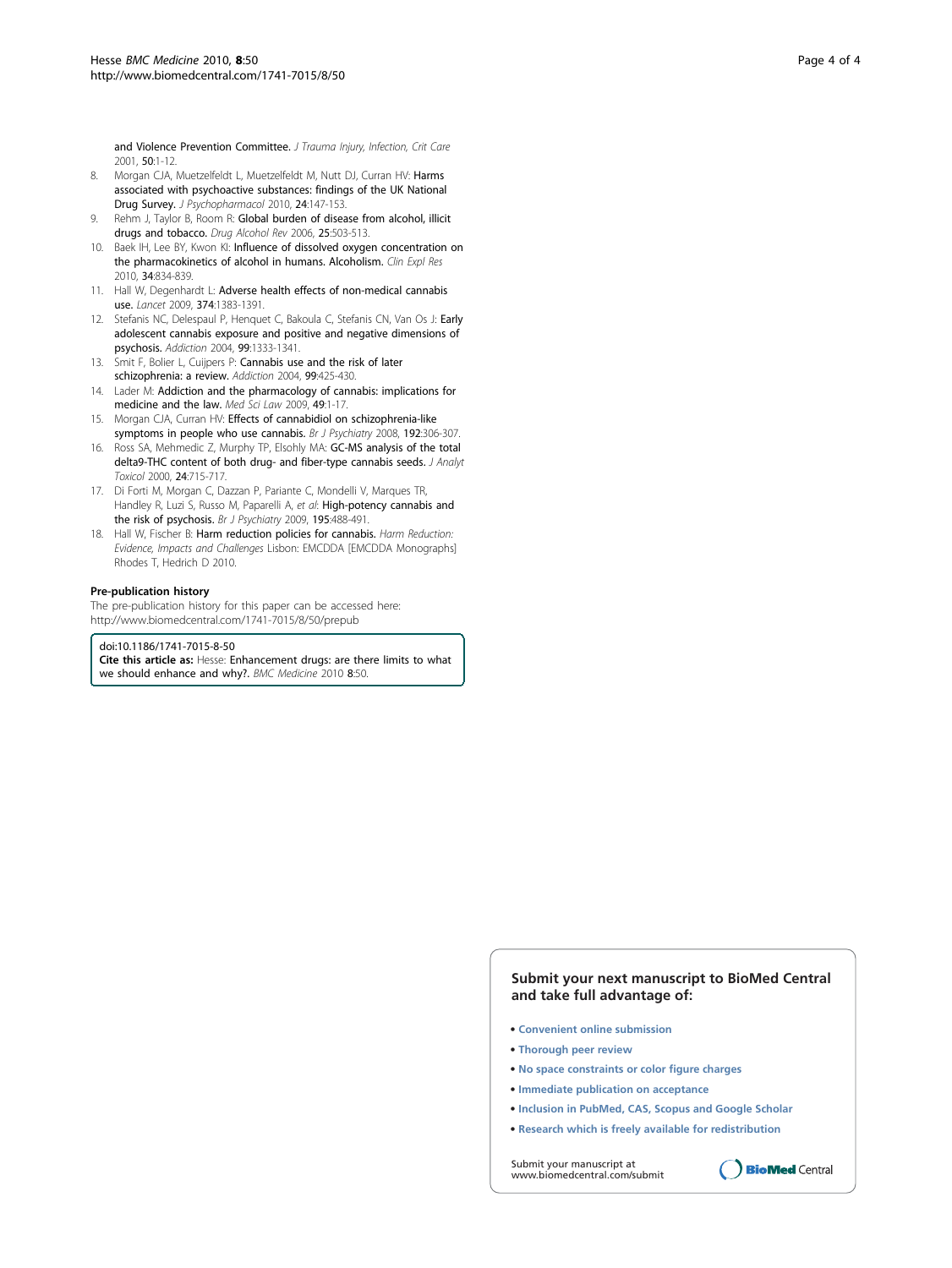and Violence Prevention Committee. *J Trauma Injury, Infection, Crit Care* 2001, **50**:1-12.

8. Morgan CJA, Muetzelfeldt L, Muetzelfeldt M, Nutt DJ, Curran HV: **Harms associated with psychoactive substances: findings of the UK National Drug Survey.** *J Psychopharmacol* 2010, **24**:147-153.
9. Rehm J, Taylor B, Room R: **Global burden of disease from alcohol, illicit drugs and tobacco.** *Drug Alcohol Rev* 2006, **25**:503-513.
10. Baek IH, Lee BY, Kwon KI: **Influence of dissolved oxygen concentration on the pharmacokinetics of alcohol in humans. Alcoholism.** *Clin Expl Res* 2010, **34**:834-839.
11. Hall W, Degenhardt L: **Adverse health effects of non-medical cannabis use.** *Lancet* 2009, **374**:1383-1391.
12. Stefanis NC, Delespaul P, Henquet C, Bakoula C, Stefanis CN, Van Os J: **Early adolescent cannabis exposure and positive and negative dimensions of psychosis.** *Addiction* 2004, **99**:1333-1341.
13. Smit F, Bolier L, Cuijpers P: **Cannabis use and the risk of later schizophrenia: a review.** *Addiction* 2004, **99**:425-430.
14. Lader M: **Addiction and the pharmacology of cannabis: implications for medicine and the law.** *Med Sci Law* 2009, **49**:1-17.
15. Morgan CJA, Curran HV: **Effects of cannabidiol on schizophrenia-like symptoms in people who use cannabis.** *Br J Psychiatry* 2008, **192**:306-307.
16. Ross SA, Mehmedic Z, Murphy TP, Elsohly MA: **GC-MS analysis of the total delta9-THC content of both drug- and fiber-type cannabis seeds.** *J Analyt Toxicol* 2000, **24**:715-717.
17. Di Forti M, Morgan C, Dazzan P, Pariante C, Mondelli V, Marques TR, Handley R, Luzi S, Russo M, Paparelli A, *et al*: **High-potency cannabis and the risk of psychosis.** *Br J Psychiatry* 2009, **195**:488-491.
18. Hall W, Fischer B: **Harm reduction policies for cannabis.** *Harm Reduction: Evidence, Impacts and Challenges* Lisbon: EMCDDA [EMCDDA Monographs] Rhodes T, Hedrich D 2010.

**Pre-publication history**

The pre-publication history for this paper can be accessed here:
http://www.biomedcentral.com/1741-7015/8/50/prepub

doi:10.1186/1741-7015-8-50
**Cite this article as:** Hesse: Enhancement drugs: are there limits to what we should enhance and why?. *BMC Medicine* 2010 **8**:50.

**Submit your next manuscript to BioMed Central and take full advantage of:**

- Convenient online submission
- Thorough peer review
- No space constraints or color figure charges
- Immediate publication on acceptance
- Inclusion in PubMed, CAS, Scopus and Google Scholar
- Research which is freely available for redistribution

Submit your manuscript at
www.biomedcentral.com/submit

BioMed Central